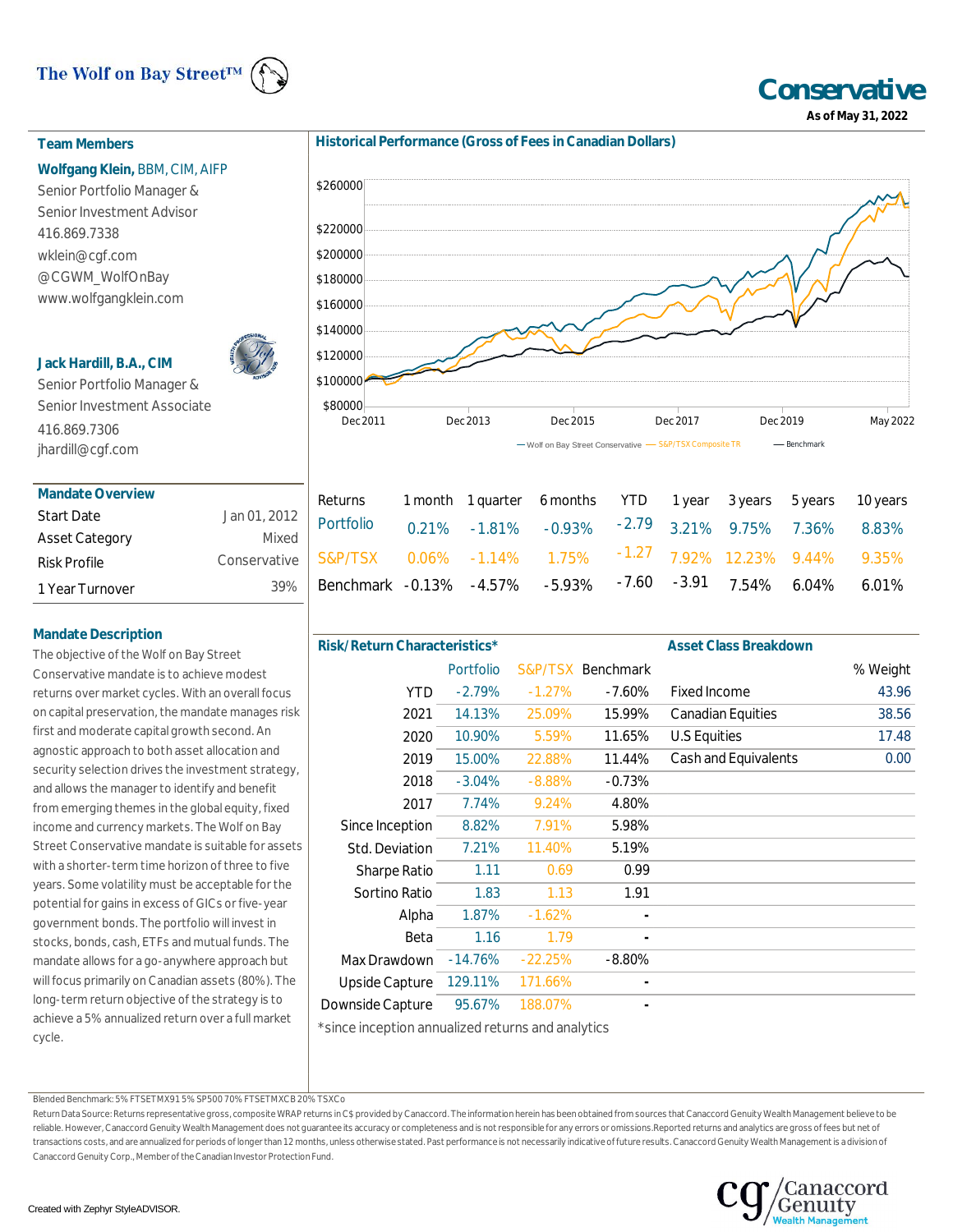The Wolf on Bay Street™

# Conservative

**As of May 31, 2022**

## Team Members

**Wolfgang Klein,** BBM, CIM, AIFP
Senior Portfolio Manager &
Senior Investment Advisor
416.869.7338
wklein@cgf.com
@CGWM_WolfOnBay
www.wolfgangklein.com

**Jack Hardill, B.A., CIM**
Senior Portfolio Manager &
Senior Investment Associate
416.869.7306
jhardill@cgf.com

## Mandate Overview

| | |
|---|---|
| Start Date | Jan 01, 2012 |
| Asset Category | Mixed |
| Risk Profile | Conservative |
| 1 Year Turnover | 39% |

## Mandate Description

The objective of the Wolf on Bay Street Conservative mandate is to achieve modest returns over market cycles. With an overall focus on capital preservation, the mandate manages risk first and moderate capital growth second. An agnostic approach to both asset allocation and security selection drives the investment strategy, and allows the manager to identify and benefit from emerging themes in the global equity, fixed income and currency markets. The Wolf on Bay Street Conservative mandate is suitable for assets with a shorter-term time horizon of three to five years. Some volatility must be acceptable for the potential for gains in excess of GICs or five-year government bonds. The portfolio will invest in stocks, bonds, cash, ETFs and mutual funds. The mandate allows for a go-anywhere approach but will focus primarily on Canadian assets (80%). The long-term return objective of the strategy is to achieve a 5% annualized return over a full market cycle.

## Historical Performance (Gross of Fees in Canadian Dollars)

— Wolf on Bay Street Conservative — S&P/TSX Composite TR — Benchmark

| Returns | 1 month | 1 quarter | 6 months | YTD | 1 year | 3 years | 5 years | 10 years |
|---|---|---|---|---|---|---|---|---|
| Portfolio | 0.21% | -1.81% | -0.93% | -2.79 | 3.21% | 9.75% | 7.36% | 8.83% |
| S&P/TSX | 0.06% | -1.14% | 1.75% | -1.27 | 7.92% | 12.23% | 9.44% | 9.35% |
| Benchmark | -0.13% | -4.57% | -5.93% | -7.60 | -3.91 | 7.54% | 6.04% | 6.01% |

## Risk/Return Characteristics*

| | Portfolio | S&P/TSX | Benchmark |
|---|---|---|---|
| YTD | -2.79% | -1.27% | -7.60% |
| 2021 | 14.13% | 25.09% | 15.99% |
| 2020 | 10.90% | 5.59% | 11.65% |
| 2019 | 15.00% | 22.88% | 11.44% |
| 2018 | -3.04% | -8.88% | -0.73% |
| 2017 | 7.74% | 9.24% | 4.80% |
| Since Inception | 8.82% | 7.91% | 5.98% |
| Std. Deviation | 7.21% | 11.40% | 5.19% |
| Sharpe Ratio | 1.11 | 0.69 | 0.99 |
| Sortino Ratio | 1.83 | 1.13 | 1.91 |
| Alpha | 1.87% | -1.62% | - |
| Beta | 1.16 | 1.79 | - |
| Max Drawdown | -14.76% | -22.25% | -8.80% |
| Upside Capture | 129.11% | 171.66% | - |
| Downside Capture | 95.67% | 188.07% | - |

*since inception annualized returns and analytics

## Asset Class Breakdown

| | % Weight |
|---|---|
| Fixed Income | 43.96 |
| Canadian Equities | 38.56 |
| U.S Equities | 17.48 |
| Cash and Equivalents | 0.00 |

Blended Benchmark: 5% FTSETMX91 5% SP500 70% FTSETMXCB 20% TSXCo

Return Data Source: Returns representative gross, composite WRAP returns in C$ provided by Canaccord. The information herein has been obtained from sources that Canaccord Genuity Wealth Management believe to be reliable. However, Canaccord Genuity Wealth Management does not guarantee its accuracy or completeness and is not responsible for any errors or omissions. Reported returns and analytics are gross of fees but net of transactions costs, and are annualized for periods of longer than 12 months, unless otherwise stated. Past performance is not necessarily indicative of future results. Canaccord Genuity Wealth Management is a division of Canaccord Genuity Corp., Member of the Canadian Investor Protection Fund.

Created with Zephyr StyleADVISOR.

Canaccord Genuity Wealth Management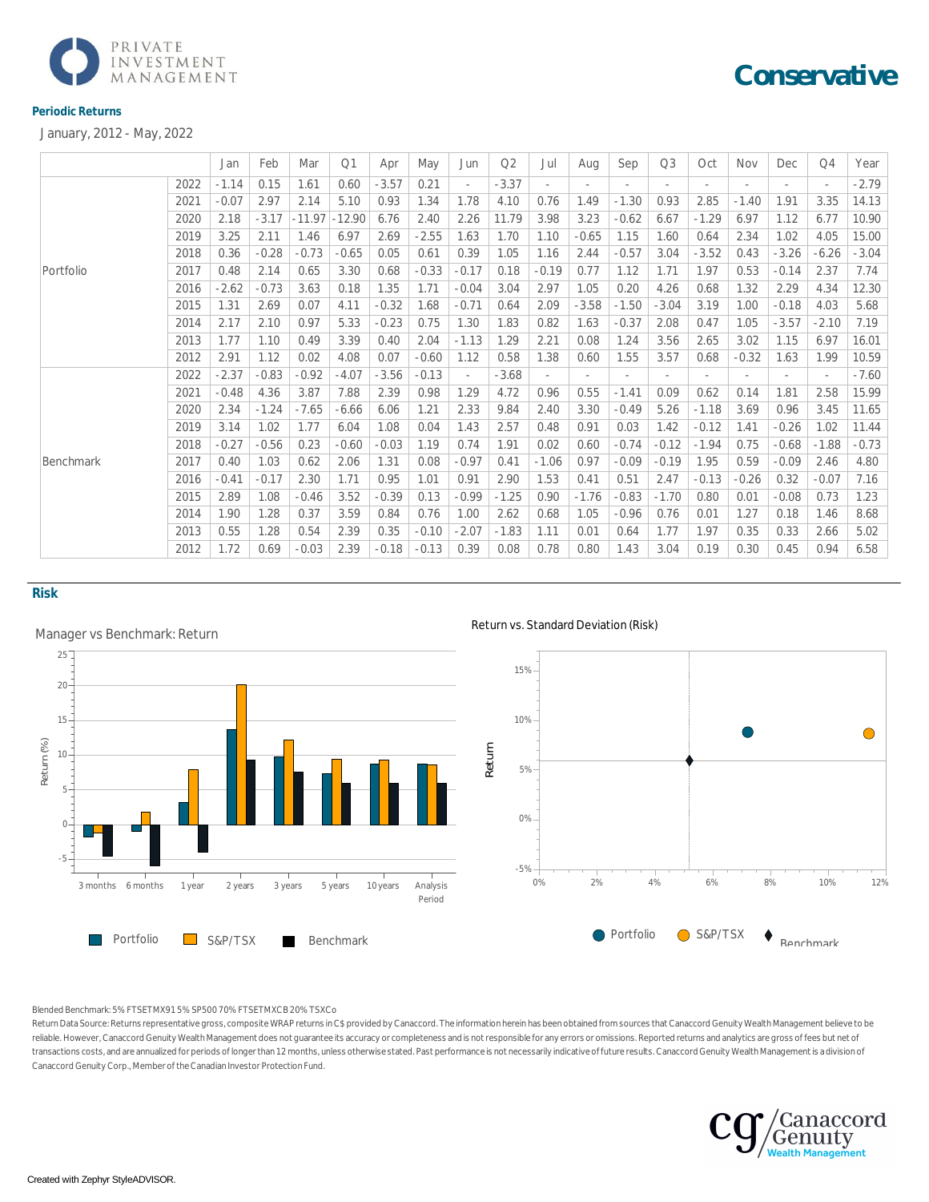PRIVATE INVESTMENT MANAGEMENT

# Conservative

**Periodic Returns**

January, 2012 - May, 2022

| | | Jan | Feb | Mar | Q1 | Apr | May | Jun | Q2 | Jul | Aug | Sep | Q3 | Oct | Nov | Dec | Q4 | Year |
|---|---|---|---|---|---|---|---|---|---|---|---|---|---|---|---|---|---|---|
| Portfolio | 2022 | -1.14 | 0.15 | 1.61 | 0.60 | -3.57 | 0.21 | - | -3.37 | - | - | - | - | - | - | - | - | -2.79 |
| | 2021 | -0.07 | 2.97 | 2.14 | 5.10 | 0.93 | 1.34 | 1.78 | 4.10 | 0.76 | 1.49 | -1.30 | 0.93 | 2.85 | -1.40 | 1.91 | 3.35 | 14.13 |
| | 2020 | 2.18 | -3.17 | -11.97 | -12.90 | 6.76 | 2.40 | 2.26 | 11.79 | 3.98 | 3.23 | -0.62 | 6.67 | -1.29 | 6.97 | 1.12 | 6.77 | 10.90 |
| | 2019 | 3.25 | 2.11 | 1.46 | 6.97 | 2.69 | -2.55 | 1.63 | 1.70 | 1.10 | -0.65 | 1.15 | 1.60 | 0.64 | 2.34 | 1.02 | 4.05 | 15.00 |
| | 2018 | 0.36 | -0.28 | -0.73 | -0.65 | 0.05 | 0.61 | 0.39 | 1.05 | 1.16 | 2.44 | -0.57 | 3.04 | -3.52 | 0.43 | -3.26 | -6.26 | -3.04 |
| | 2017 | 0.48 | 2.14 | 0.65 | 3.30 | 0.68 | -0.33 | -0.17 | 0.18 | -0.19 | 0.77 | 1.12 | 1.71 | 1.97 | 0.53 | -0.14 | 2.37 | 7.74 |
| | 2016 | -2.62 | -0.73 | 3.63 | 0.18 | 1.35 | 1.71 | -0.04 | 3.04 | 2.97 | 1.05 | 0.20 | 4.26 | 0.68 | 1.32 | 2.29 | 4.34 | 12.30 |
| | 2015 | 1.31 | 2.69 | 0.07 | 4.11 | -0.32 | 1.68 | -0.71 | 0.64 | 2.09 | -3.58 | -1.50 | -3.04 | 3.19 | 1.00 | -0.18 | 4.03 | 5.68 |
| | 2014 | 2.17 | 2.10 | 0.97 | 5.33 | -0.23 | 0.75 | 1.30 | 1.83 | 0.82 | 1.63 | -0.37 | 2.08 | 0.47 | 1.05 | -3.57 | -2.10 | 7.19 |
| | 2013 | 1.77 | 1.10 | 0.49 | 3.39 | 0.40 | 2.04 | -1.13 | 1.29 | 2.21 | 0.08 | 1.24 | 3.56 | 2.65 | 3.02 | 1.15 | 6.97 | 16.01 |
| | 2012 | 2.91 | 1.12 | 0.02 | 4.08 | 0.07 | -0.60 | 1.12 | 0.58 | 1.38 | 0.60 | 1.55 | 3.57 | 0.68 | -0.32 | 1.63 | 1.99 | 10.59 |
| Benchmark | 2022 | -2.37 | -0.83 | -0.92 | -4.07 | -3.56 | -0.13 | - | -3.68 | - | - | - | - | - | - | - | - | -7.60 |
| | 2021 | -0.48 | 4.36 | 3.87 | 7.88 | 2.39 | 0.98 | 1.29 | 4.72 | 0.96 | 0.55 | -1.41 | 0.09 | 0.62 | 0.14 | 1.81 | 2.58 | 15.99 |
| | 2020 | 2.34 | -1.24 | -7.65 | -6.66 | 6.06 | 1.21 | 2.33 | 9.84 | 2.40 | 3.30 | -0.49 | 5.26 | -1.18 | 3.69 | 0.96 | 3.45 | 11.65 |
| | 2019 | 3.14 | 1.02 | 1.77 | 6.04 | 1.08 | 0.04 | 1.43 | 2.57 | 0.48 | 0.91 | 0.03 | 1.42 | -0.12 | 1.41 | -0.26 | 1.02 | 11.44 |
| | 2018 | -0.27 | -0.56 | 0.23 | -0.60 | -0.03 | 1.19 | 0.74 | 1.91 | 0.02 | 0.60 | -0.74 | -0.12 | -1.94 | 0.75 | -0.68 | -1.88 | -0.73 |
| | 2017 | 0.40 | 1.03 | 0.62 | 2.06 | 1.31 | 0.08 | -0.97 | 0.41 | -1.06 | 0.97 | -0.09 | -0.19 | 1.95 | 0.59 | -0.09 | 2.46 | 4.80 |
| | 2016 | -0.41 | -0.17 | 2.30 | 1.71 | 0.95 | 1.01 | 0.91 | 2.90 | 1.53 | 0.41 | 0.51 | 2.47 | -0.13 | -0.26 | 0.32 | -0.07 | 7.16 |
| | 2015 | 2.89 | 1.08 | -0.46 | 3.52 | -0.39 | 0.13 | -0.99 | -1.25 | 0.90 | -1.76 | -0.83 | -1.70 | 0.80 | 0.01 | -0.08 | 0.73 | 1.23 |
| | 2014 | 1.90 | 1.28 | 0.37 | 3.59 | 0.84 | 0.76 | 1.00 | 2.62 | 0.68 | 1.05 | -0.96 | 0.76 | 0.01 | 1.27 | 0.18 | 1.46 | 8.68 |
| | 2013 | 0.55 | 1.28 | 0.54 | 2.39 | 0.35 | -0.10 | -2.07 | -1.83 | 1.11 | 0.01 | 0.64 | 1.77 | 1.97 | 0.35 | 0.33 | 2.66 | 5.02 |
| | 2012 | 1.72 | 0.69 | -0.03 | 2.39 | -0.18 | -0.13 | 0.39 | 0.08 | 0.78 | 0.80 | 1.43 | 3.04 | 0.19 | 0.30 | 0.45 | 0.94 | 6.58 |

## Risk

Manager vs Benchmark: Return

Return (%)

25
20
15
10
5
0
-5

3 months
6 months
1 year
2 years
3 years
5 years
10 years
Analysis Period

Portfolio S&P/TSX Benchmark

Return vs. Standard Deviation (Risk)

Return

15%
10%
5%
0%
-5%

0% 2% 4% 6% 8% 10% 12%

Portfolio S&P/TSX Benchmark

Blended Benchmark: 5% FTSETMX91 5% SP500 70% FTSETMXCB 20% TSXCo

Return Data Source: Returns representative gross, composite WRAP returns in C$ provided by Canaccord. The information herein has been obtained from sources that Canaccord Genuity Wealth Management believe to be reliable. However, Canaccord Genuity Wealth Management does not guarantee its accuracy or completeness and is not responsible for any errors or omissions. Reported returns and analytics are gross of fees but net of transactions costs, and are annualized for periods of longer than 12 months, unless otherwise stated. Past performance is not necessarily indicative of future results. Canaccord Genuity Wealth Management is a division of Canaccord Genuity Corp., Member of the Canadian Investor Protection Fund.

Canaccord Genuity Wealth Management

Created with Zephyr StyleADVISOR.